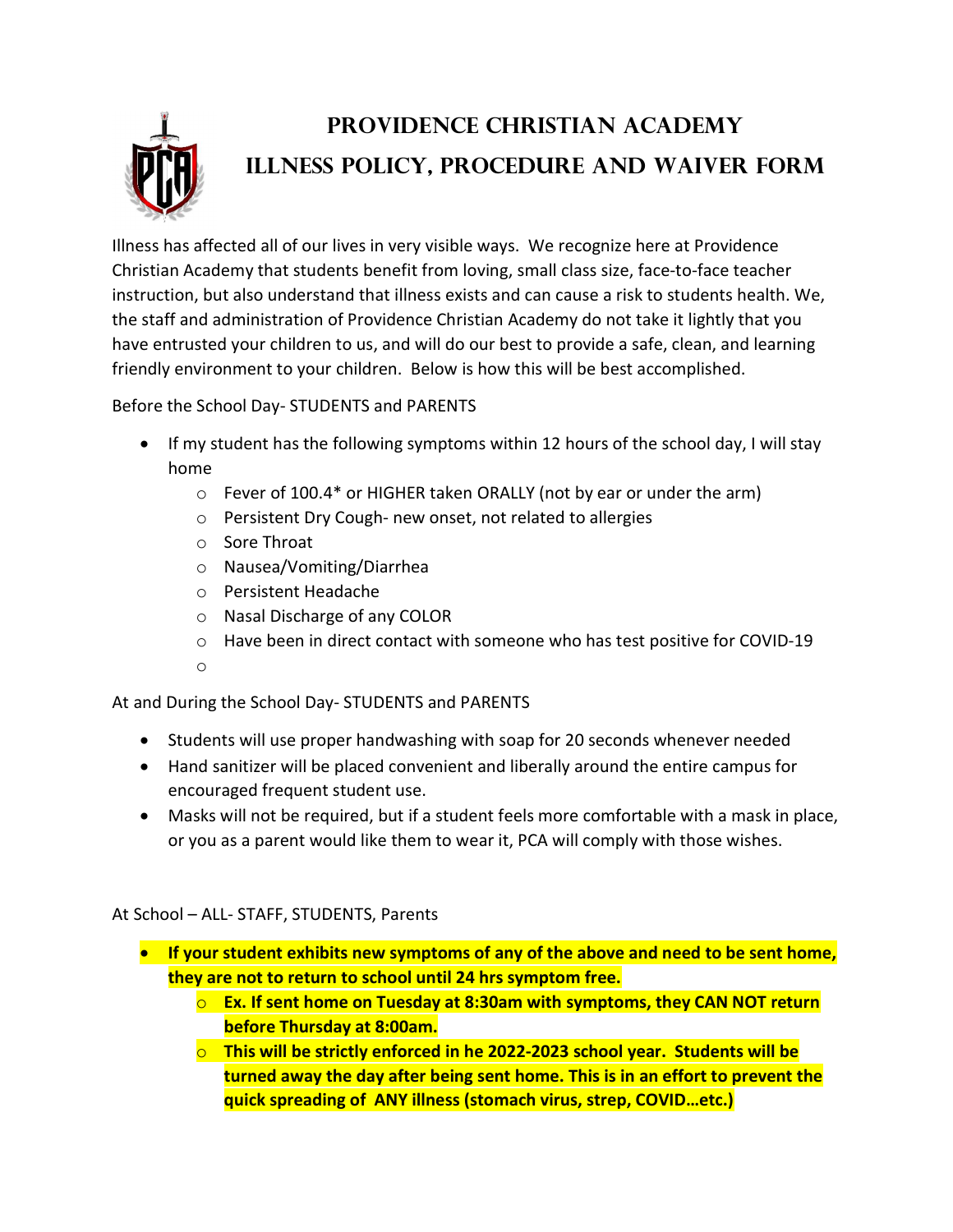# PROVIDENCE CHRISTIAN ACADEMY
# ILLNESS POLICY, PROCEDURE AND WAIVER FORM

Illness has affected all of our lives in very visible ways. We recognize here at Providence Christian Academy that students benefit from loving, small class size, face-to-face teacher instruction, but also understand that illness exists and can cause a risk to students health. We, the staff and administration of Providence Christian Academy do not take it lightly that you have entrusted your children to us, and will do our best to provide a safe, clean, and learning friendly environment to your children. Below is how this will be best accomplished.

Before the School Day- STUDENTS and PARENTS

- If my student has the following symptoms within 12 hours of the school day, I will stay home
  - Fever of 100.4* or HIGHER taken ORALLY (not by ear or under the arm)
  - Persistent Dry Cough- new onset, not related to allergies
  - Sore Throat
  - Nausea/Vomiting/Diarrhea
  - Persistent Headache
  - Nasal Discharge of any COLOR
  - Have been in direct contact with someone who has test positive for COVID-19
  -

At and During the School Day- STUDENTS and PARENTS

- Students will use proper handwashing with soap for 20 seconds whenever needed
- Hand sanitizer will be placed convenient and liberally around the entire campus for encouraged frequent student use.
- Masks will not be required, but if a student feels more comfortable with a mask in place, or you as a parent would like them to wear it, PCA will comply with those wishes.

At School – ALL- STAFF, STUDENTS, Parents

- **If your student exhibits new symptoms of any of the above and need to be sent home, they are not to return to school until 24 hrs symptom free.**
  - **Ex. If sent home on Tuesday at 8:30am with symptoms, they CAN NOT return before Thursday at 8:00am.**
  - **This will be strictly enforced in he 2022-2023 school year. Students will be turned away the day after being sent home. This is in an effort to prevent the quick spreading of ANY illness (stomach virus, strep, COVID…etc.)**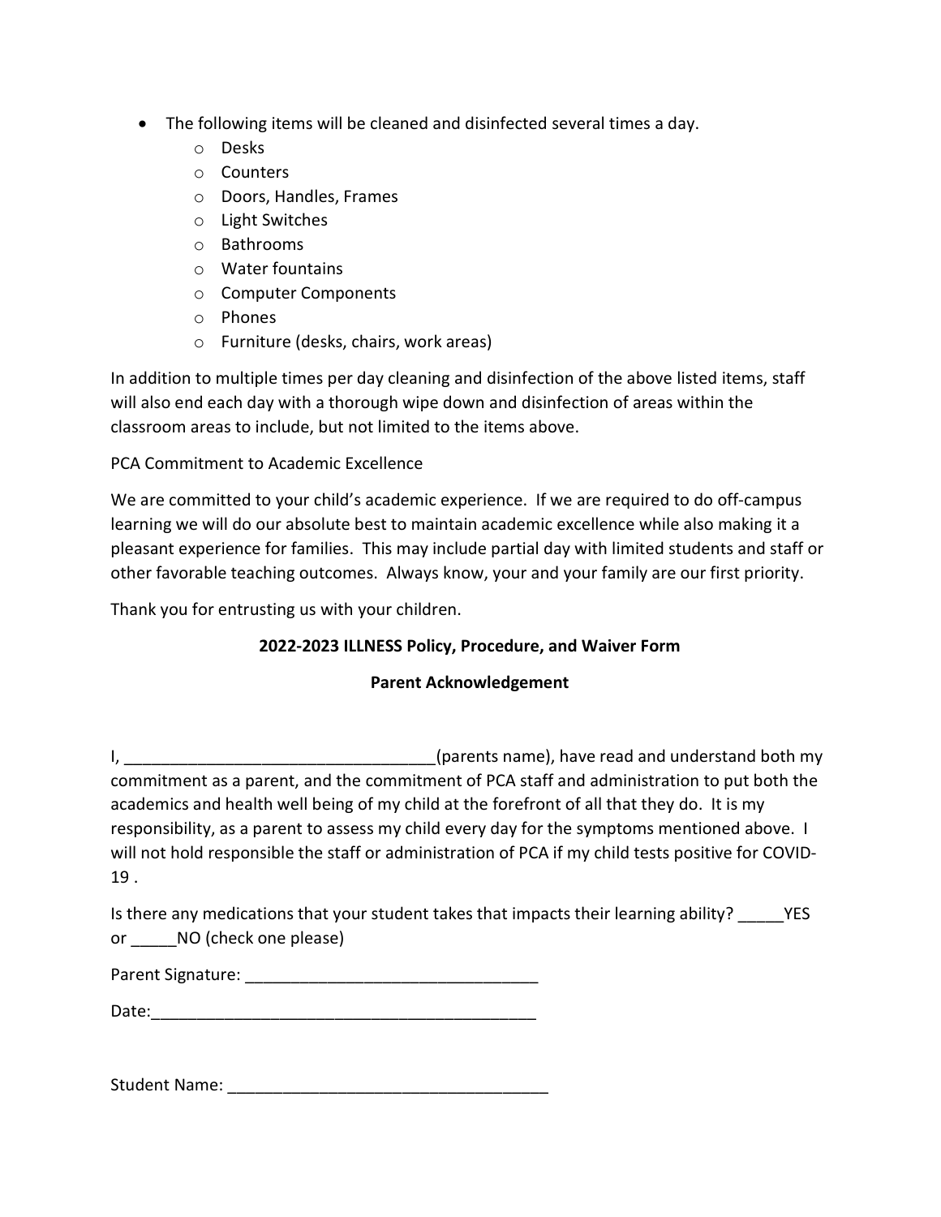- The following items will be cleaned and disinfected several times a day.
  - Desks
  - Counters
  - Doors, Handles, Frames
  - Light Switches
  - Bathrooms
  - Water fountains
  - Computer Components
  - Phones
  - Furniture (desks, chairs, work areas)

In addition to multiple times per day cleaning and disinfection of the above listed items, staff will also end each day with a thorough wipe down and disinfection of areas within the classroom areas to include, but not limited to the items above.

PCA Commitment to Academic Excellence

We are committed to your child's academic experience. If we are required to do off-campus learning we will do our absolute best to maintain academic excellence while also making it a pleasant experience for families. This may include partial day with limited students and staff or other favorable teaching outcomes. Always know, your and your family are our first priority.

Thank you for entrusting us with your children.

**2022-2023 ILLNESS Policy, Procedure, and Waiver Form**

**Parent Acknowledgement**

I, _________________________________(parents name), have read and understand both my commitment as a parent, and the commitment of PCA staff and administration to put both the academics and health well being of my child at the forefront of all that they do. It is my responsibility, as a parent to assess my child every day for the symptoms mentioned above. I will not hold responsible the staff or administration of PCA if my child tests positive for COVID-19 .

Is there any medications that your student takes that impacts their learning ability? _____YES or _____NO (check one please)

Parent Signature: _______________________________

Date:___________________________________________

Student Name: ___________________________________